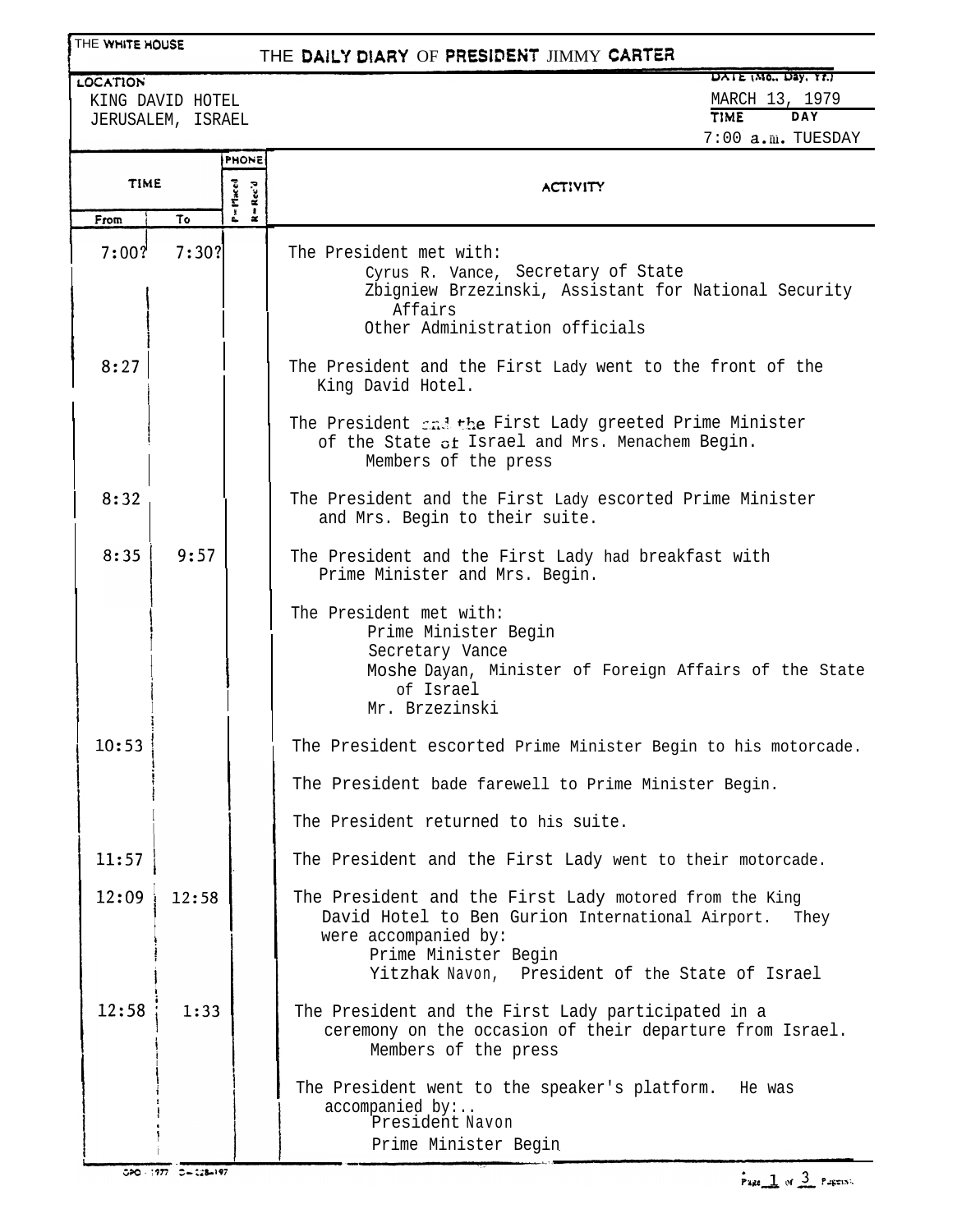THE WHITE HOUSE

# THE DAILY DIARY OF PRESIDENT JIMMY CARTER

| LOCATION | DATE (Mo., Day, Yr.) |
|---|---|
| KING DAVID HOTEL<br>JERUSALEM, ISRAEL | MARCH 13, 1979 |
| | TIME: 7:00 a.m. DAY: TUESDAY |

| TIME From | TIME To | PHONE P=Placed R=Rec'd | ACTIVITY |
|---|---|---|---|
| 7:00? | 7:30? | | The President met with:<br>Cyrus R. Vance, Secretary of State<br>Zbigniew Brzezinski, Assistant for National Security Affairs<br>Other Administration officials |
| 8:27 | | | The President and the First Lady went to the front of the King David Hotel. |
| | | | The President and the First Lady greeted Prime Minister of the State of Israel and Mrs. Menachem Begin.<br>Members of the press |
| 8:32 | | | The President and the First Lady escorted Prime Minister and Mrs. Begin to their suite. |
| 8:35 | 9:57 | | The President and the First Lady had breakfast with Prime Minister and Mrs. Begin. |
| | | | The President met with:<br>Prime Minister Begin<br>Secretary Vance<br>Moshe Dayan, Minister of Foreign Affairs of the State of Israel<br>Mr. Brzezinski |
| 10:53 | | | The President escorted Prime Minister Begin to his motorcade. |
| | | | The President bade farewell to Prime Minister Begin. |
| | | | The President returned to his suite. |
| 11:57 | | | The President and the First Lady went to their motorcade. |
| 12:09 | 12:58 | | The President and the First Lady motored from the King David Hotel to Ben Gurion International Airport. They were accompanied by:<br>Prime Minister Begin<br>Yitzhak Navon, President of the State of Israel |
| 12:58 | 1:33 | | The President and the First Lady participated in a ceremony on the occasion of their departure from Israel.<br>Members of the press |
| | | | The President went to the speaker's platform. He was accompanied by:<br>President Navon<br>Prime Minister Begin |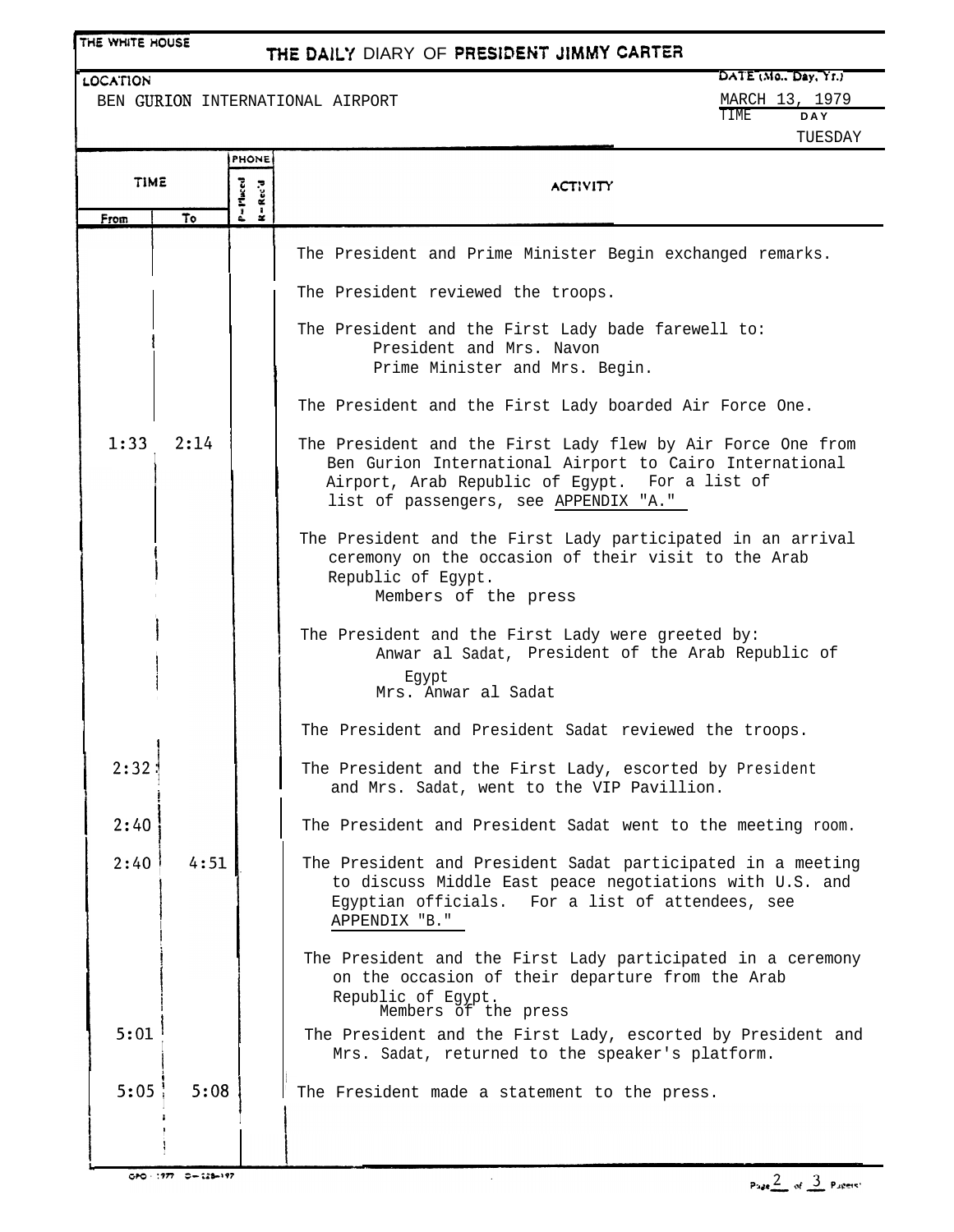THE WHITE HOUSE

# THE DAILY DIARY OF PRESIDENT JIMMY CARTER

**LOCATION**
BEN GURION INTERNATIONAL AIRPORT

**DATE (Mo., Day, Yr.)** MARCH 13, 1979
**TIME** | **DAY** TUESDAY

| TIME From | TIME To | PHONE P=Placed | PHONE R=Rec'd | ACTIVITY |
|---|---|---|---|---|
| | | | | The President and Prime Minister Begin exchanged remarks. |
| | | | | The President reviewed the troops. |
| | | | | The President and the First Lady bade farewell to: President and Mrs. Navon; Prime Minister and Mrs. Begin. |
| | | | | The President and the First Lady boarded Air Force One. |
| 1:33 | 2:14 | | | The President and the First Lady flew by Air Force One from Ben Gurion International Airport to Cairo International Airport, Arab Republic of Egypt. For a list of list of passengers, see APPENDIX "A." |
| | | | | The President and the First Lady participated in an arrival ceremony on the occasion of their visit to the Arab Republic of Egypt. Members of the press |
| | | | | The President and the First Lady were greeted by: Anwar al Sadat, President of the Arab Republic of Egypt; Mrs. Anwar al Sadat |
| | | | | The President and President Sadat reviewed the troops. |
| 2:32 | | | | The President and the First Lady, escorted by President and Mrs. Sadat, went to the VIP Pavillion. |
| 2:40 | | | | The President and President Sadat went to the meeting room. |
| 2:40 | 4:51 | | | The President and President Sadat participated in a meeting to discuss Middle East peace negotiations with U.S. and Egyptian officials. For a list of attendees, see APPENDIX "B." |
| | | | | The President and the First Lady participated in a ceremony on the occasion of their departure from the Arab Republic of Egypt. Members of the press |
| 5:01 | | | | The President and the First Lady, escorted by President and Mrs. Sadat, returned to the speaker's platform. |
| 5:05 | 5:08 | | | The President made a statement to the press. |

GPO : 1977 O-228-197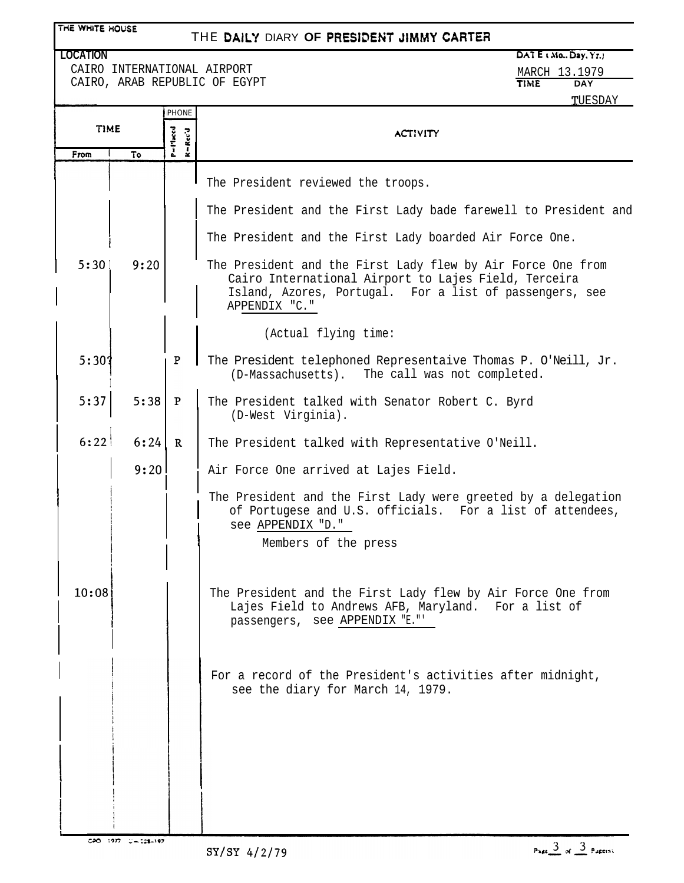THE WHITE HOUSE

# THE DAILY DIARY OF PRESIDENT JIMMY CARTER

**LOCATION**
CAIRO INTERNATIONAL AIRPORT
CAIRO, ARAB REPUBLIC OF EGYPT

**DATE (Mo., Day, Yr.)**
MARCH 13,1979

**TIME** **DAY**
TUESDAY

| TIME From | TIME To | PHONE P=Placed | PHONE R=Rec'd | ACTIVITY |
|---|---|---|---|---|
| | | | | The President reviewed the troops. |
| | | | | The President and the First Lady bade farewell to President and |
| | | | | The President and the First Lady boarded Air Force One. |
| 5:30 | 9:20 | | | The President and the First Lady flew by Air Force One from Cairo International Airport to Lajes Field, Terceira Island, Azores, Portugal. For a list of passengers, see APPENDIX "C." |
| | | | | (Actual flying time: |
| 5:30? | | P | | The President telephoned Representaive Thomas P. O'Neill, Jr. (D-Massachusetts). The call was not completed. |
| 5:37 | 5:38 | P | | The President talked with Senator Robert C. Byrd (D-West Virginia). |
| 6:22 | 6:24 | | R | The President talked with Representative O'Neill. |
| | 9:20 | | | Air Force One arrived at Lajes Field. |
| | | | | The President and the First Lady were greeted by a delegation of Portugese and U.S. officials. For a list of attendees, see APPENDIX "D." |
| | | | | Members of the press |
| 10:08 | | | | The President and the First Lady flew by Air Force One from Lajes Field to Andrews AFB, Maryland. For a list of passengers, see APPENDIX "E." |
| | | | | For a record of the President's activities after midnight, see the diary for March 14, 1979. |

SY/SY 4/2/79